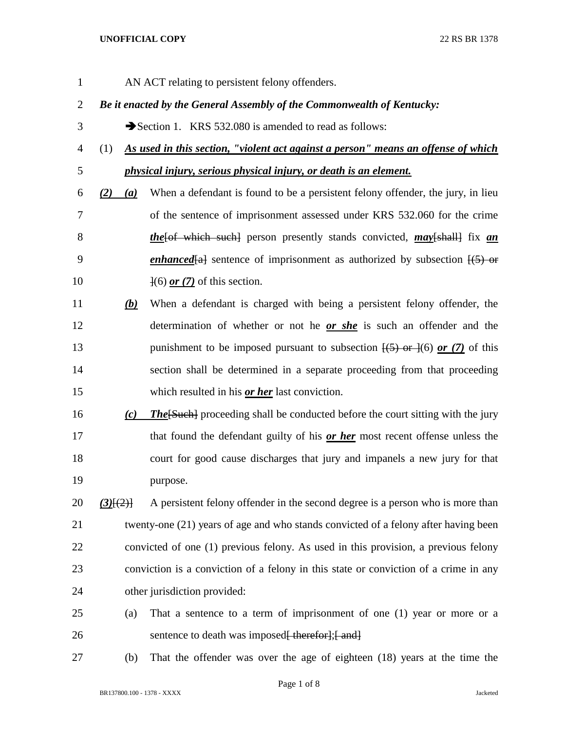AN ACT relating to persistent felony offenders.

***Be it enacted by the General Assembly of the Commonwealth of Kentucky:***

➔Section 1. KRS 532.080 is amended to read as follows:

(1) ***As used in this section, "violent act against a person" means an offense of which physical injury, serious physical injury, or death is an element.***

***(2)*** ***(a)*** When a defendant is found to be a persistent felony offender, the jury, in lieu of the sentence of imprisonment assessed under KRS 532.060 for the crime ***the***~~[of which such]~~ person presently stands convicted, ***may***~~[shall]~~ fix ***an enhanced***~~[a]~~ sentence of imprisonment as authorized by subsection ~~[(5) or ]~~(6) ***or (7)*** of this section.

***(b)*** When a defendant is charged with being a persistent felony offender, the determination of whether or not he ***or she*** is such an offender and the punishment to be imposed pursuant to subsection ~~[(5) or ]~~(6) ***or (7)*** of this section shall be determined in a separate proceeding from that proceeding which resulted in his ***or her*** last conviction.

***(c)*** ***The***~~[Such]~~ proceeding shall be conducted before the court sitting with the jury that found the defendant guilty of his ***or her*** most recent offense unless the court for good cause discharges that jury and impanels a new jury for that purpose.

***(3)***~~[(2)]~~ A persistent felony offender in the second degree is a person who is more than twenty-one (21) years of age and who stands convicted of a felony after having been convicted of one (1) previous felony. As used in this provision, a previous felony conviction is a conviction of a felony in this state or conviction of a crime in any other jurisdiction provided:

(a) That a sentence to a term of imprisonment of one (1) year or more or a sentence to death was imposed~~[ therefor]~~;~~[ and]~~

(b) That the offender was over the age of eighteen (18) years at the time the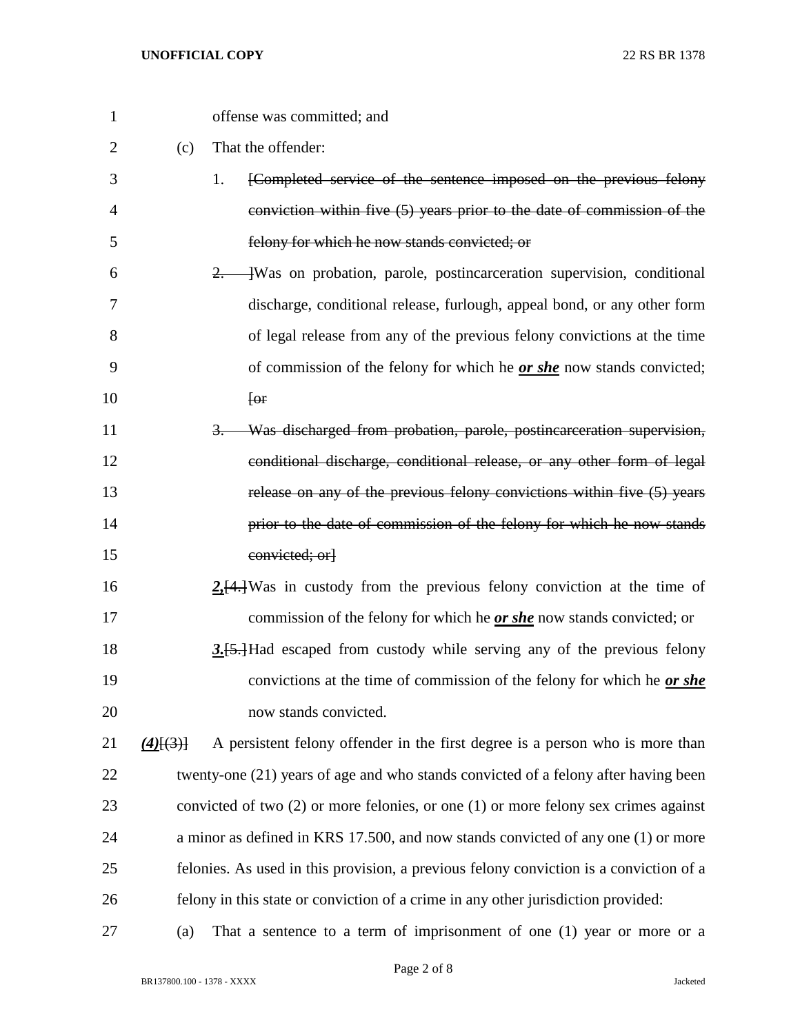offense was committed; and

(c) That the offender:

1. ~~[Completed service of the sentence imposed on the previous felony conviction within five (5) years prior to the date of commission of the felony for which he now stands convicted; or~~

~~2.~~ ]Was on probation, parole, postincarceration supervision, conditional discharge, conditional release, furlough, appeal bond, or any other form of legal release from any of the previous felony convictions at the time of commission of the felony for which he ***or she*** now stands convicted; ~~[or~~

~~3. Was discharged from probation, parole, postincarceration supervision, conditional discharge, conditional release, or any other form of legal release on any of the previous felony convictions within five (5) years prior to the date of commission of the felony for which he now stands convicted; or]~~

***2.***~~[4.]~~Was in custody from the previous felony conviction at the time of commission of the felony for which he ***or she*** now stands convicted; or

***3.***~~[5.]~~Had escaped from custody while serving any of the previous felony convictions at the time of commission of the felony for which he ***or she*** now stands convicted.

***(4)***~~[(3)]~~ A persistent felony offender in the first degree is a person who is more than twenty-one (21) years of age and who stands convicted of a felony after having been convicted of two (2) or more felonies, or one (1) or more felony sex crimes against a minor as defined in KRS 17.500, and now stands convicted of any one (1) or more felonies. As used in this provision, a previous felony conviction is a conviction of a felony in this state or conviction of a crime in any other jurisdiction provided:

(a) That a sentence to a term of imprisonment of one (1) year or more or a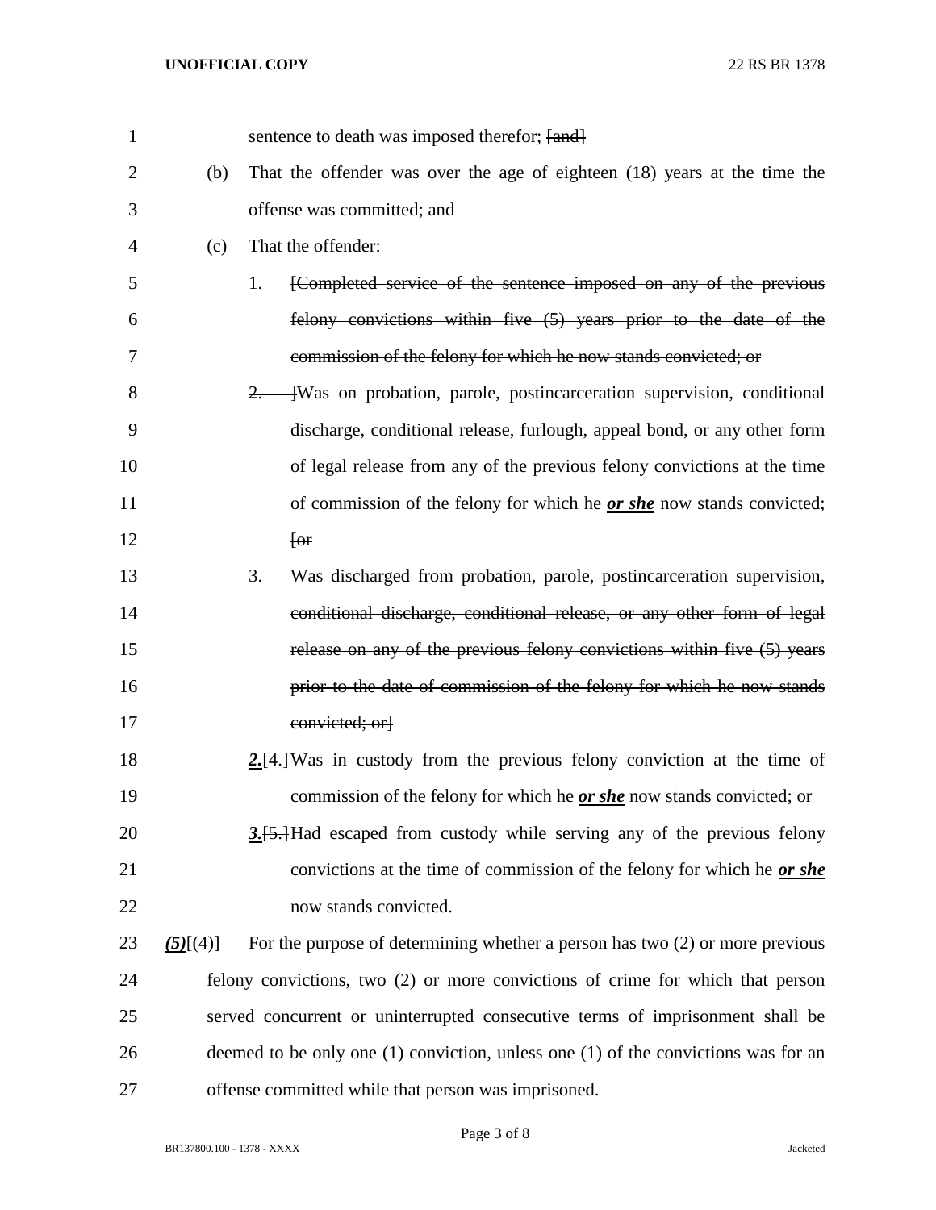sentence to death was imposed therefor; ~~[and]~~

(b) That the offender was over the age of eighteen (18) years at the time the offense was committed; and

(c) That the offender:

1. ~~[Completed service of the sentence imposed on any of the previous felony convictions within five (5) years prior to the date of the commission of the felony for which he now stands convicted; or~~

~~2. ]~~Was on probation, parole, postincarceration supervision, conditional discharge, conditional release, furlough, appeal bond, or any other form of legal release from any of the previous felony convictions at the time of commission of the felony for which he ***or she*** now stands convicted; ~~[or~~

~~3. Was discharged from probation, parole, postincarceration supervision, conditional discharge, conditional release, or any other form of legal release on any of the previous felony convictions within five (5) years prior to the date of commission of the felony for which he now stands convicted; or]~~

***2.***~~[4.]~~Was in custody from the previous felony conviction at the time of commission of the felony for which he ***or she*** now stands convicted; or

***3.***~~[5.]~~Had escaped from custody while serving any of the previous felony convictions at the time of commission of the felony for which he ***or she*** now stands convicted.

***(5)***~~[(4)]~~ For the purpose of determining whether a person has two (2) or more previous felony convictions, two (2) or more convictions of crime for which that person served concurrent or uninterrupted consecutive terms of imprisonment shall be deemed to be only one (1) conviction, unless one (1) of the convictions was for an offense committed while that person was imprisoned.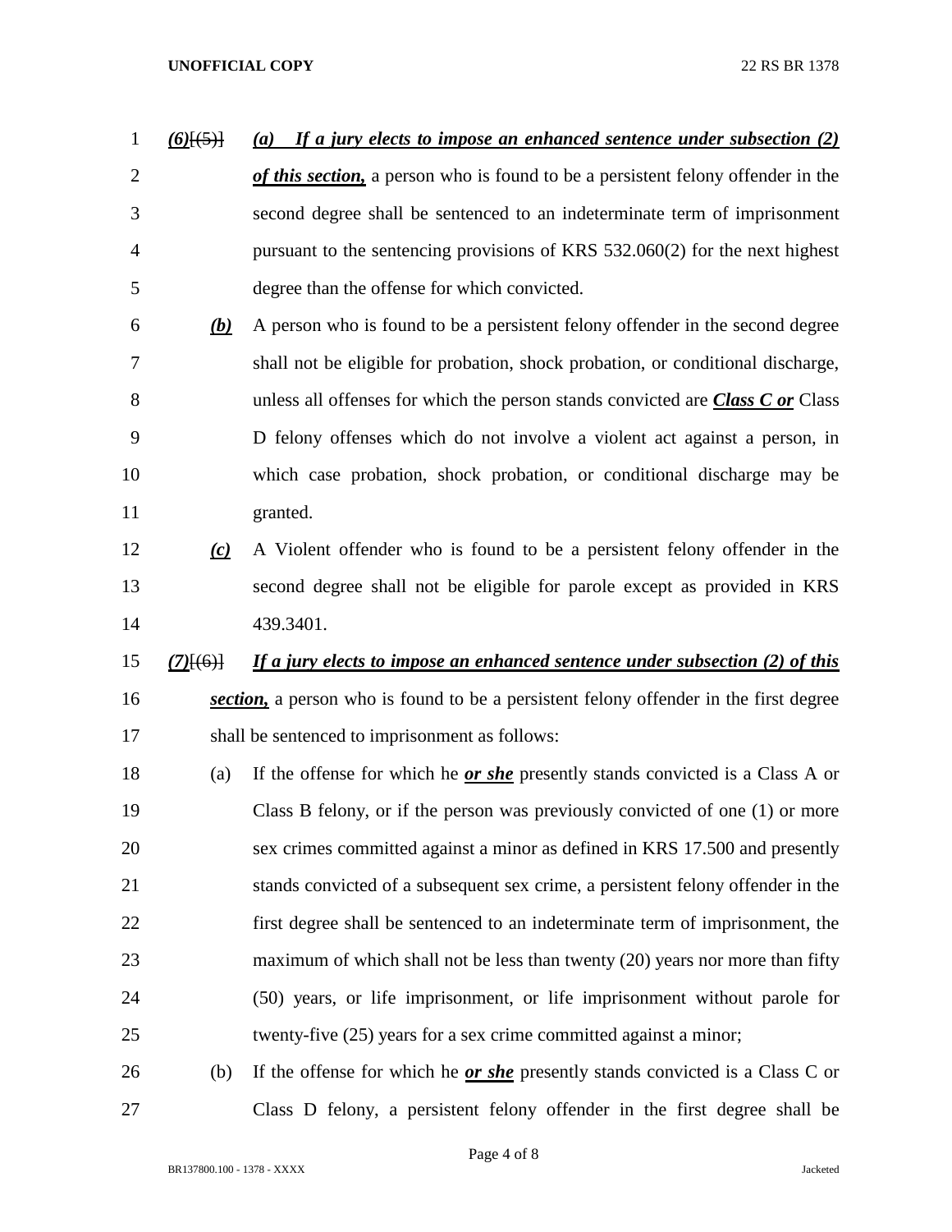*(6)*~~[(5)]~~ *(a) If a jury elects to impose an enhanced sentence under subsection (2) of this section,* a person who is found to be a persistent felony offender in the second degree shall be sentenced to an indeterminate term of imprisonment pursuant to the sentencing provisions of KRS 532.060(2) for the next highest degree than the offense for which convicted.

*(b)* A person who is found to be a persistent felony offender in the second degree shall not be eligible for probation, shock probation, or conditional discharge, unless all offenses for which the person stands convicted are ***Class C or*** Class D felony offenses which do not involve a violent act against a person, in which case probation, shock probation, or conditional discharge may be granted.

*(c)* A Violent offender who is found to be a persistent felony offender in the second degree shall not be eligible for parole except as provided in KRS 439.3401.

*(7)*~~[(6)]~~ *If a jury elects to impose an enhanced sentence under subsection (2) of this section,* a person who is found to be a persistent felony offender in the first degree shall be sentenced to imprisonment as follows:

(a) If the offense for which he ***or she*** presently stands convicted is a Class A or Class B felony, or if the person was previously convicted of one (1) or more sex crimes committed against a minor as defined in KRS 17.500 and presently stands convicted of a subsequent sex crime, a persistent felony offender in the first degree shall be sentenced to an indeterminate term of imprisonment, the maximum of which shall not be less than twenty (20) years nor more than fifty (50) years, or life imprisonment, or life imprisonment without parole for twenty-five (25) years for a sex crime committed against a minor;

(b) If the offense for which he ***or she*** presently stands convicted is a Class C or Class D felony, a persistent felony offender in the first degree shall be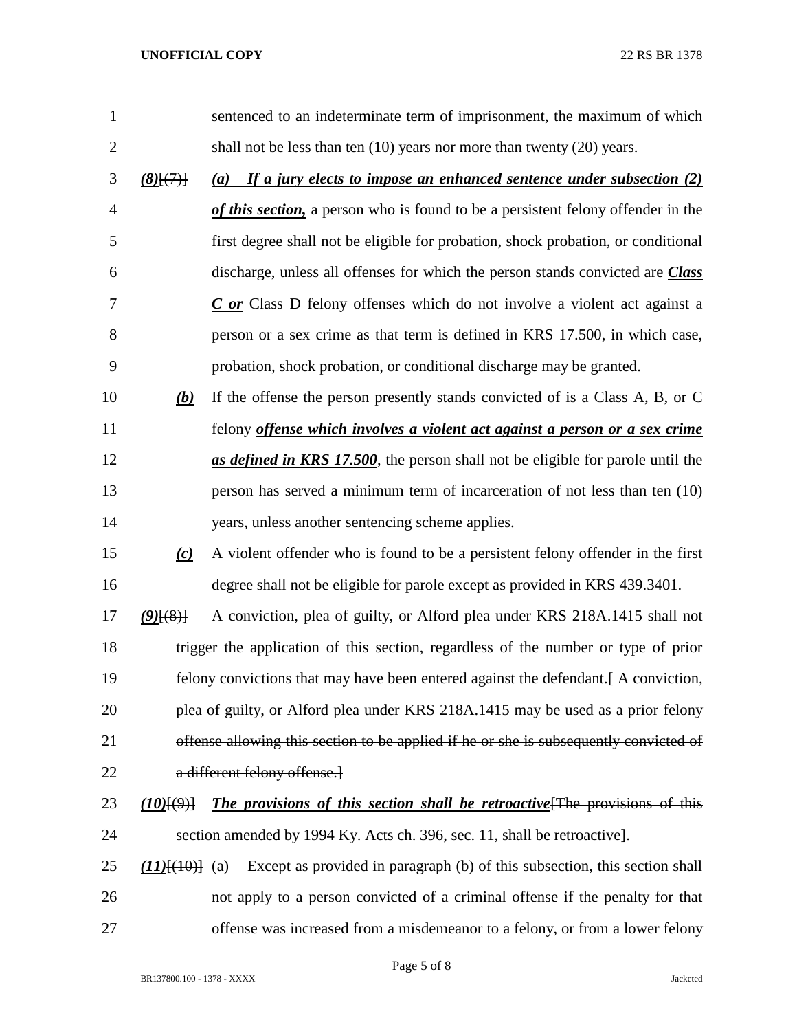sentenced to an indeterminate term of imprisonment, the maximum of which shall not be less than ten (10) years nor more than twenty (20) years.

***(8)***[(7)] ***(a) If a jury elects to impose an enhanced sentence under subsection (2) of this section,*** a person who is found to be a persistent felony offender in the first degree shall not be eligible for probation, shock probation, or conditional discharge, unless all offenses for which the person stands convicted are ***Class C or*** Class D felony offenses which do not involve a violent act against a person or a sex crime as that term is defined in KRS 17.500, in which case, probation, shock probation, or conditional discharge may be granted.

***(b)*** If the offense the person presently stands convicted of is a Class A, B, or C felony ***offense which involves a violent act against a person or a sex crime as defined in KRS 17.500***, the person shall not be eligible for parole until the person has served a minimum term of incarceration of not less than ten (10) years, unless another sentencing scheme applies.

***(c)*** A violent offender who is found to be a persistent felony offender in the first degree shall not be eligible for parole except as provided in KRS 439.3401.

***(9)***[(8)] A conviction, plea of guilty, or Alford plea under KRS 218A.1415 shall not trigger the application of this section, regardless of the number or type of prior felony convictions that may have been entered against the defendant.[ A conviction, plea of guilty, or Alford plea under KRS 218A.1415 may be used as a prior felony offense allowing this section to be applied if he or she is subsequently convicted of a different felony offense.]

***(10)***[(9)] ***The provisions of this section shall be retroactive***[The provisions of this section amended by 1994 Ky. Acts ch. 396, sec. 11, shall be retroactive].

***(11)***[(10)] (a) Except as provided in paragraph (b) of this subsection, this section shall not apply to a person convicted of a criminal offense if the penalty for that offense was increased from a misdemeanor to a felony, or from a lower felony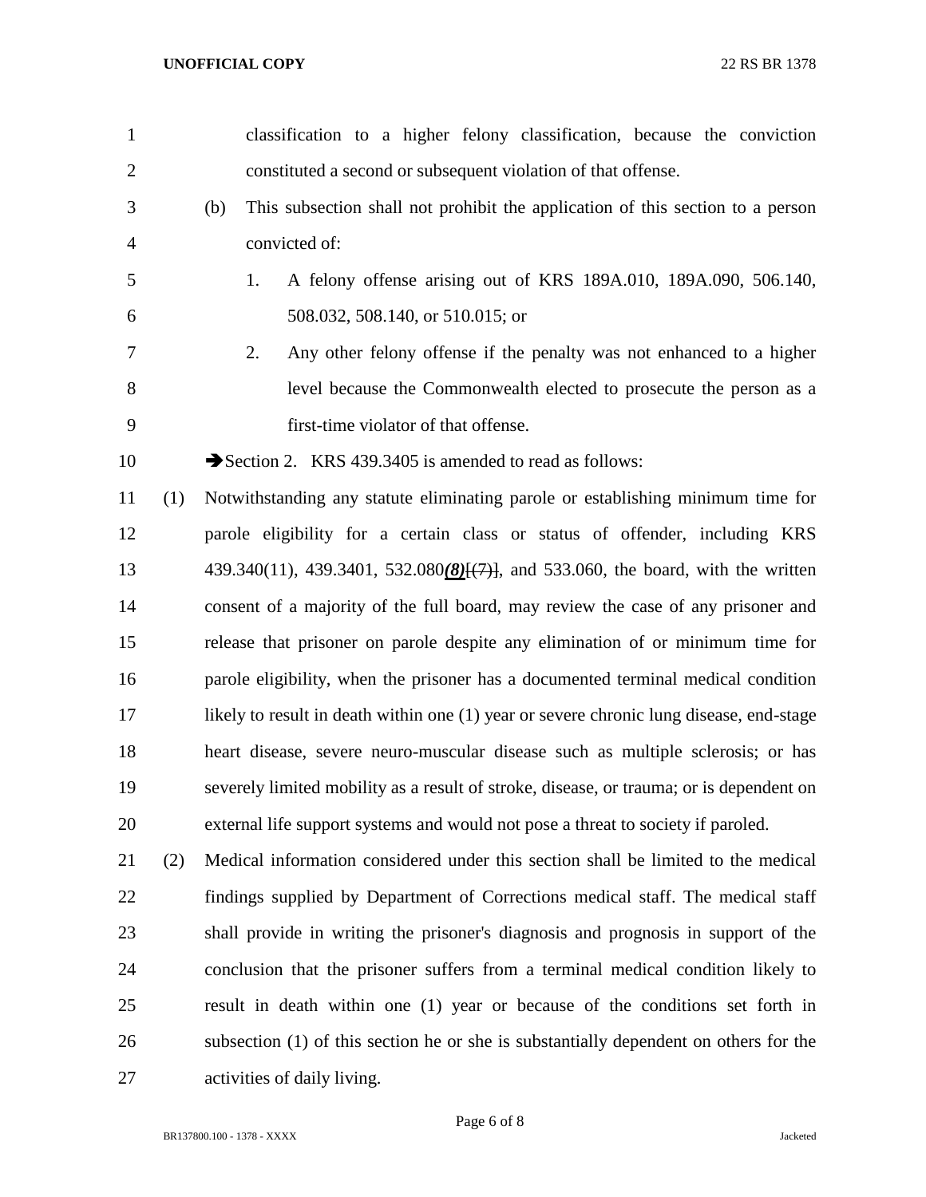classification to a higher felony classification, because the conviction constituted a second or subsequent violation of that offense.

(b) This subsection shall not prohibit the application of this section to a person convicted of:

1. A felony offense arising out of KRS 189A.010, 189A.090, 506.140, 508.032, 508.140, or 510.015; or

2. Any other felony offense if the penalty was not enhanced to a higher level because the Commonwealth elected to prosecute the person as a first-time violator of that offense.

➔Section 2. KRS 439.3405 is amended to read as follows:

(1) Notwithstanding any statute eliminating parole or establishing minimum time for parole eligibility for a certain class or status of offender, including KRS 439.340(11), 439.3401, 532.080***(8)***[~~(7)~~], and 533.060, the board, with the written consent of a majority of the full board, may review the case of any prisoner and release that prisoner on parole despite any elimination of or minimum time for parole eligibility, when the prisoner has a documented terminal medical condition likely to result in death within one (1) year or severe chronic lung disease, end-stage heart disease, severe neuro-muscular disease such as multiple sclerosis; or has severely limited mobility as a result of stroke, disease, or trauma; or is dependent on external life support systems and would not pose a threat to society if paroled.

(2) Medical information considered under this section shall be limited to the medical findings supplied by Department of Corrections medical staff. The medical staff shall provide in writing the prisoner's diagnosis and prognosis in support of the conclusion that the prisoner suffers from a terminal medical condition likely to result in death within one (1) year or because of the conditions set forth in subsection (1) of this section he or she is substantially dependent on others for the activities of daily living.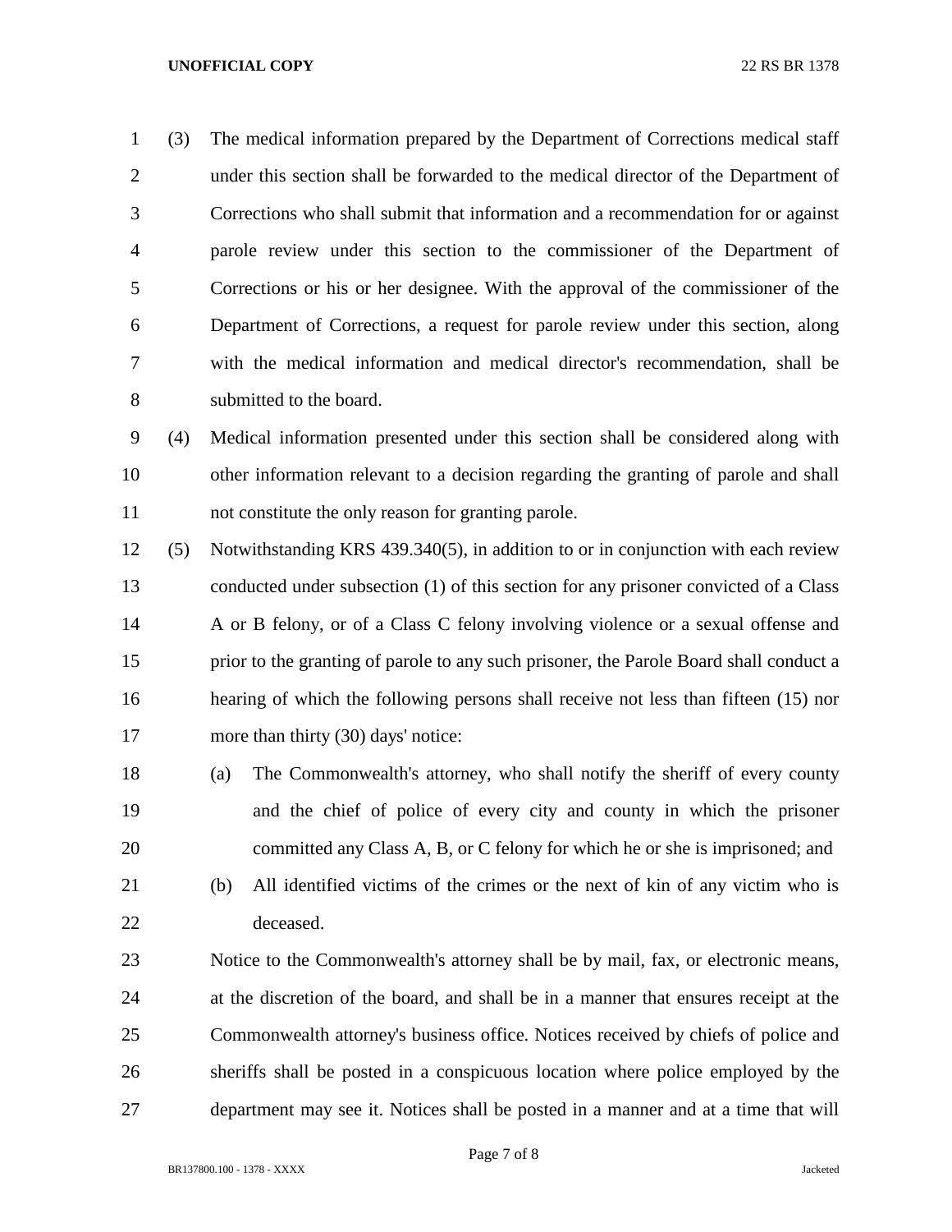(3) The medical information prepared by the Department of Corrections medical staff under this section shall be forwarded to the medical director of the Department of Corrections who shall submit that information and a recommendation for or against parole review under this section to the commissioner of the Department of Corrections or his or her designee. With the approval of the commissioner of the Department of Corrections, a request for parole review under this section, along with the medical information and medical director's recommendation, shall be submitted to the board.

(4) Medical information presented under this section shall be considered along with other information relevant to a decision regarding the granting of parole and shall not constitute the only reason for granting parole.

(5) Notwithstanding KRS 439.340(5), in addition to or in conjunction with each review conducted under subsection (1) of this section for any prisoner convicted of a Class A or B felony, or of a Class C felony involving violence or a sexual offense and prior to the granting of parole to any such prisoner, the Parole Board shall conduct a hearing of which the following persons shall receive not less than fifteen (15) nor more than thirty (30) days' notice:

(a) The Commonwealth's attorney, who shall notify the sheriff of every county and the chief of police of every city and county in which the prisoner committed any Class A, B, or C felony for which he or she is imprisoned; and

(b) All identified victims of the crimes or the next of kin of any victim who is deceased.

Notice to the Commonwealth's attorney shall be by mail, fax, or electronic means, at the discretion of the board, and shall be in a manner that ensures receipt at the Commonwealth attorney's business office. Notices received by chiefs of police and sheriffs shall be posted in a conspicuous location where police employed by the department may see it. Notices shall be posted in a manner and at a time that will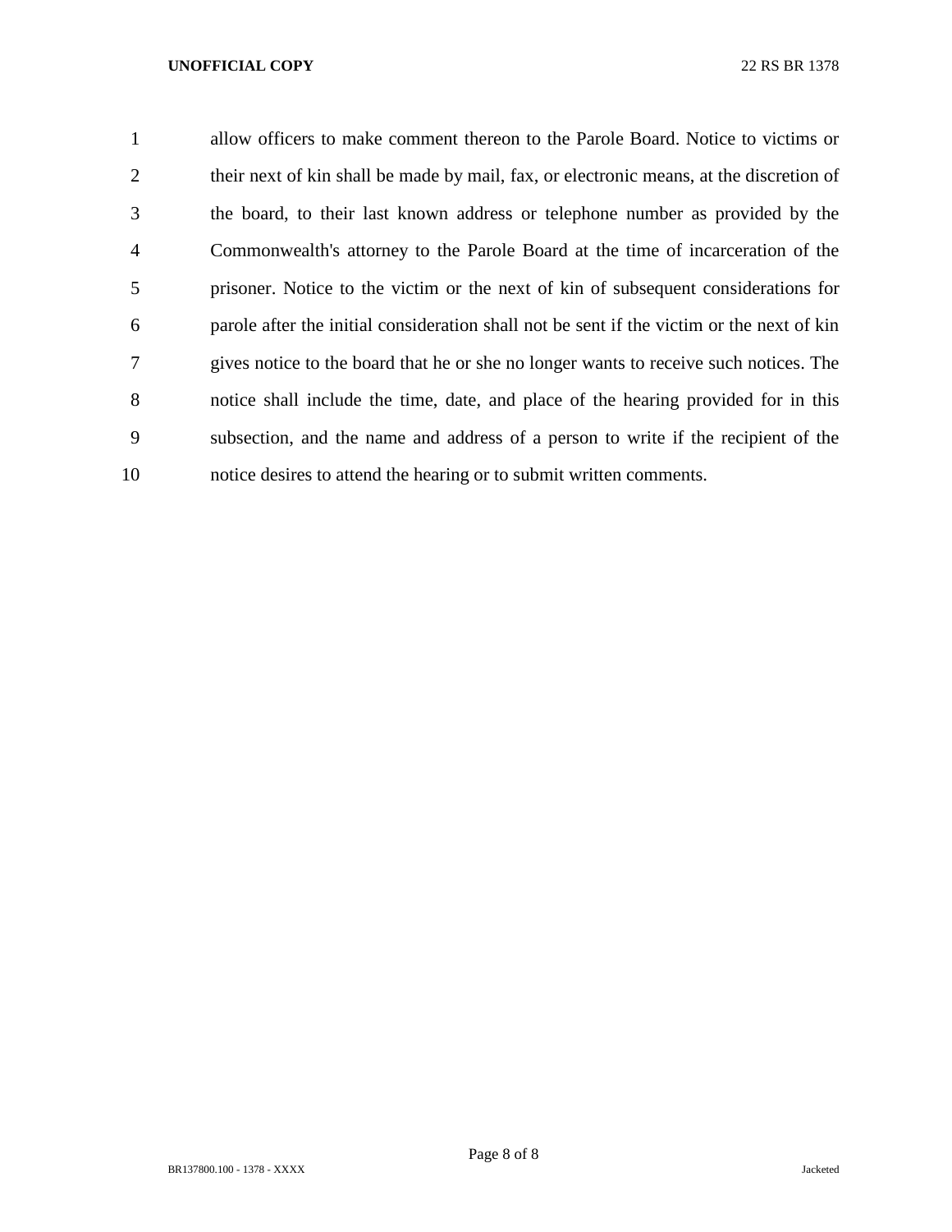allow officers to make comment thereon to the Parole Board. Notice to victims or their next of kin shall be made by mail, fax, or electronic means, at the discretion of the board, to their last known address or telephone number as provided by the Commonwealth's attorney to the Parole Board at the time of incarceration of the prisoner. Notice to the victim or the next of kin of subsequent considerations for parole after the initial consideration shall not be sent if the victim or the next of kin gives notice to the board that he or she no longer wants to receive such notices. The notice shall include the time, date, and place of the hearing provided for in this subsection, and the name and address of a person to write if the recipient of the notice desires to attend the hearing or to submit written comments.